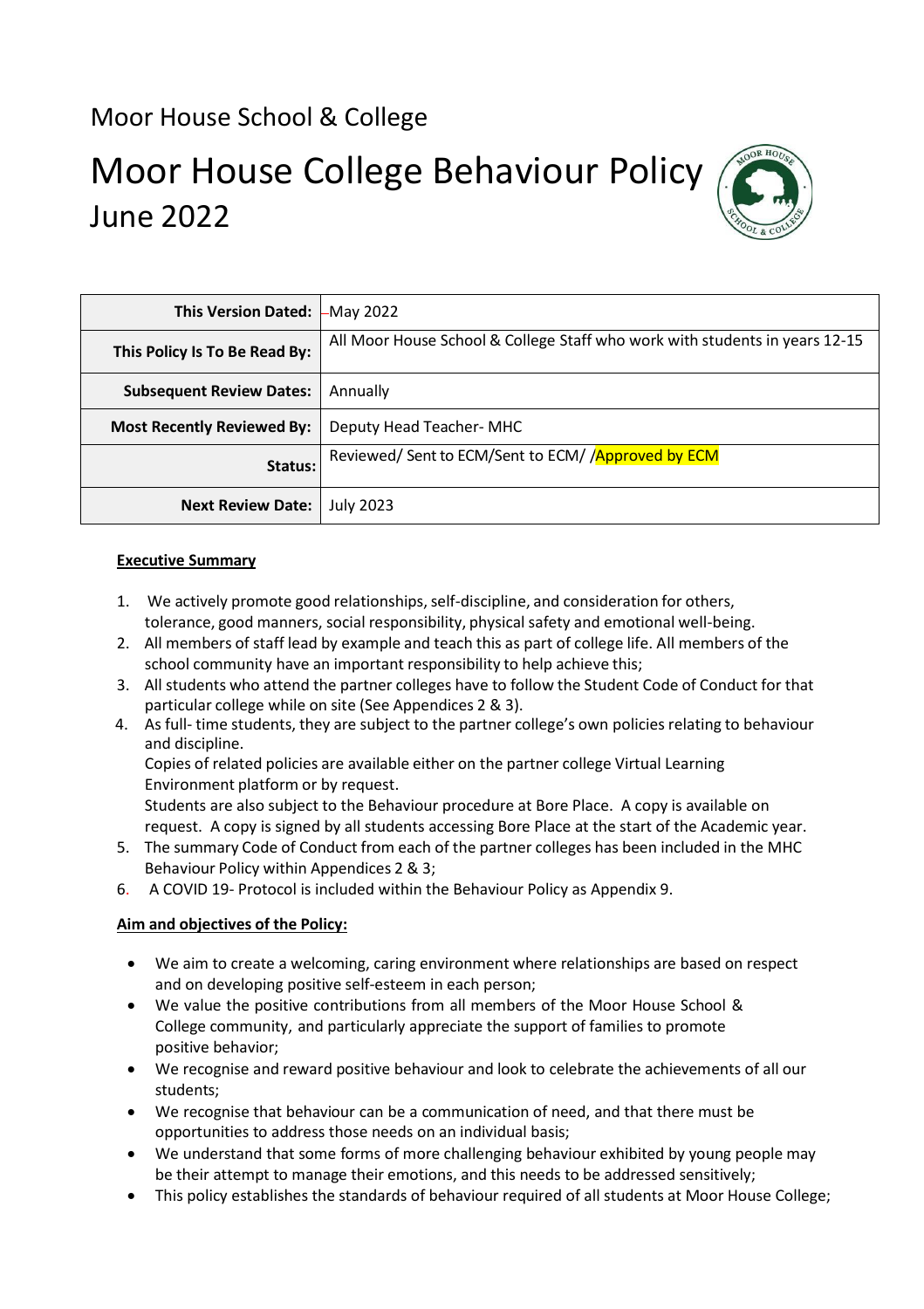Moor House School & College

# Moor House College Behaviour Policy
# June 2022

| | |
|---|---|
| **This Version Dated:** | May 2022 |
| **This Policy Is To Be Read By:** | All Moor House School & College Staff who work with students in years 12-15 |
| **Subsequent Review Dates:** | Annually |
| **Most Recently Reviewed By:** | Deputy Head Teacher- MHC |
| **Status:** | Reviewed/ Sent to ECM/Sent to ECM/ /Approved by ECM |
| **Next Review Date:** | July 2023 |

**Executive Summary**

1. We actively promote good relationships, self-discipline, and consideration for others, tolerance, good manners, social responsibility, physical safety and emotional well-being.
2. All members of staff lead by example and teach this as part of college life. All members of the school community have an important responsibility to help achieve this;
3. All students who attend the partner colleges have to follow the Student Code of Conduct for that particular college while on site (See Appendices 2 & 3).
4. As full- time students, they are subject to the partner college's own policies relating to behaviour and discipline.
   Copies of related policies are available either on the partner college Virtual Learning Environment platform or by request.
   Students are also subject to the Behaviour procedure at Bore Place. A copy is available on request. A copy is signed by all students accessing Bore Place at the start of the Academic year.
5. The summary Code of Conduct from each of the partner colleges has been included in the MHC Behaviour Policy within Appendices 2 & 3;
6. A COVID 19- Protocol is included within the Behaviour Policy as Appendix 9.

**Aim and objectives of the Policy:**

- We aim to create a welcoming, caring environment where relationships are based on respect and on developing positive self-esteem in each person;
- We value the positive contributions from all members of the Moor House School & College community, and particularly appreciate the support of families to promote positive behavior;
- We recognise and reward positive behaviour and look to celebrate the achievements of all our students;
- We recognise that behaviour can be a communication of need, and that there must be opportunities to address those needs on an individual basis;
- We understand that some forms of more challenging behaviour exhibited by young people may be their attempt to manage their emotions, and this needs to be addressed sensitively;
- This policy establishes the standards of behaviour required of all students at Moor House College;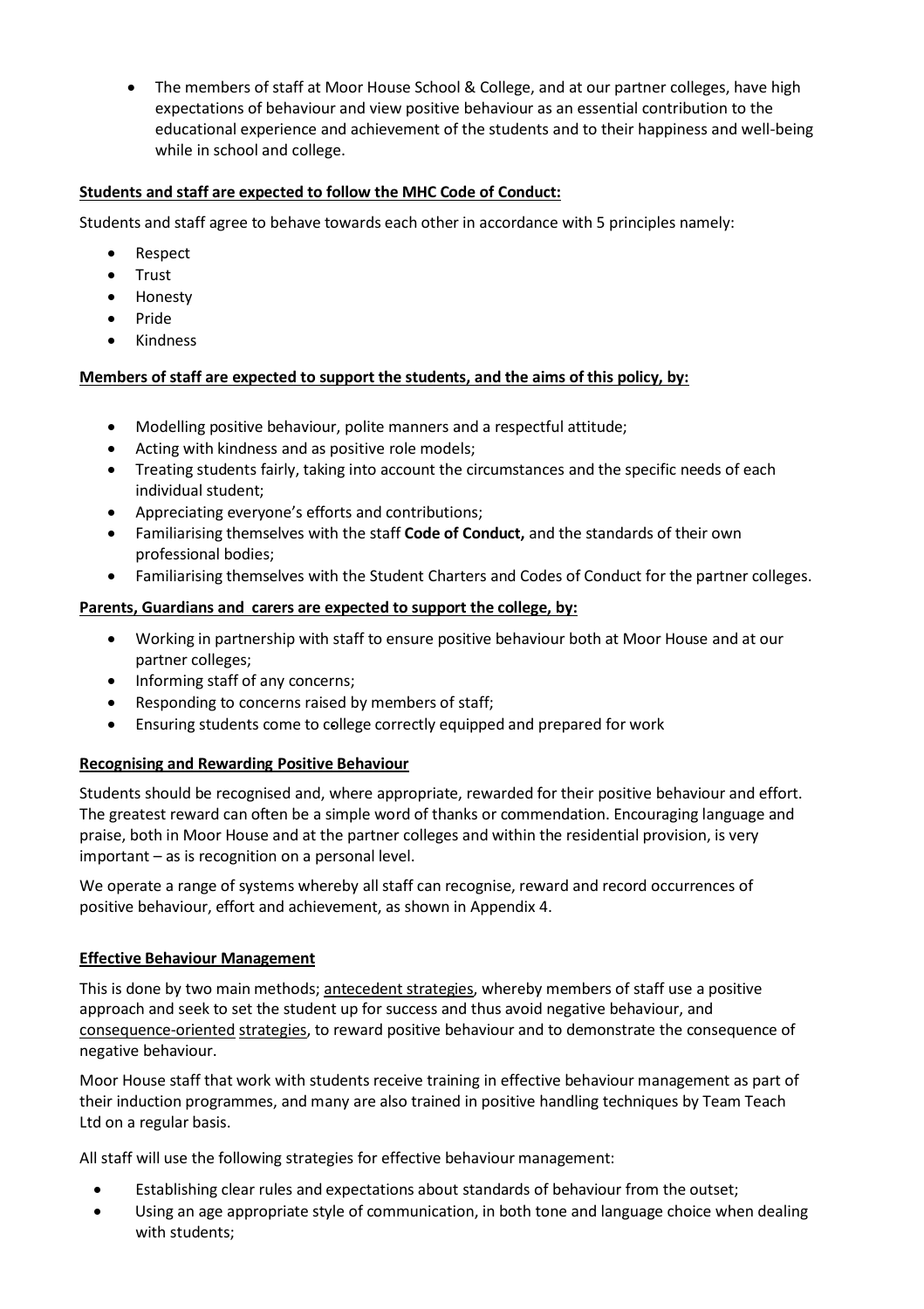- The members of staff at Moor House School & College, and at our partner colleges, have high expectations of behaviour and view positive behaviour as an essential contribution to the educational experience and achievement of the students and to their happiness and well-being while in school and college.

**Students and staff are expected to follow the MHC Code of Conduct:**

Students and staff agree to behave towards each other in accordance with 5 principles namely:

- Respect
- Trust
- Honesty
- Pride
- Kindness

**Members of staff are expected to support the students, and the aims of this policy, by:**

- Modelling positive behaviour, polite manners and a respectful attitude;
- Acting with kindness and as positive role models;
- Treating students fairly, taking into account the circumstances and the specific needs of each individual student;
- Appreciating everyone's efforts and contributions;
- Familiarising themselves with the staff **Code of Conduct,** and the standards of their own professional bodies;
- Familiarising themselves with the Student Charters and Codes of Conduct for the partner colleges.

**Parents, Guardians and carers are expected to support the college, by:**

- Working in partnership with staff to ensure positive behaviour both at Moor House and at our partner colleges;
- Informing staff of any concerns;
- Responding to concerns raised by members of staff;
- Ensuring students come to college correctly equipped and prepared for work

**Recognising and Rewarding Positive Behaviour**

Students should be recognised and, where appropriate, rewarded for their positive behaviour and effort. The greatest reward can often be a simple word of thanks or commendation. Encouraging language and praise, both in Moor House and at the partner colleges and within the residential provision, is very important – as is recognition on a personal level.

We operate a range of systems whereby all staff can recognise, reward and record occurrences of positive behaviour, effort and achievement, as shown in Appendix 4.

**Effective Behaviour Management**

This is done by two main methods; antecedent strategies, whereby members of staff use a positive approach and seek to set the student up for success and thus avoid negative behaviour, and consequence-oriented strategies, to reward positive behaviour and to demonstrate the consequence of negative behaviour.

Moor House staff that work with students receive training in effective behaviour management as part of their induction programmes, and many are also trained in positive handling techniques by Team Teach Ltd on a regular basis.

All staff will use the following strategies for effective behaviour management:

- Establishing clear rules and expectations about standards of behaviour from the outset;
- Using an age appropriate style of communication, in both tone and language choice when dealing with students;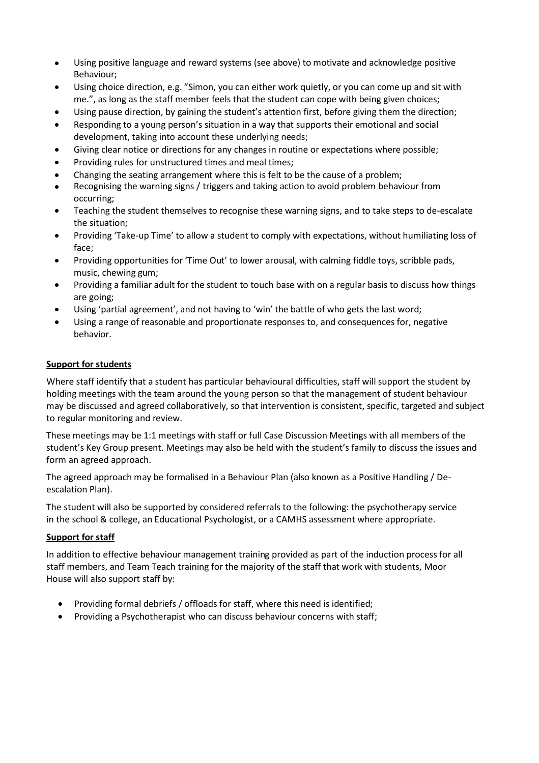- Using positive language and reward systems (see above) to motivate and acknowledge positive Behaviour;
- Using choice direction, e.g. "Simon, you can either work quietly, or you can come up and sit with me.", as long as the staff member feels that the student can cope with being given choices;
- Using pause direction, by gaining the student's attention first, before giving them the direction;
- Responding to a young person's situation in a way that supports their emotional and social development, taking into account these underlying needs;
- Giving clear notice or directions for any changes in routine or expectations where possible;
- Providing rules for unstructured times and meal times;
- Changing the seating arrangement where this is felt to be the cause of a problem;
- Recognising the warning signs / triggers and taking action to avoid problem behaviour from occurring;
- Teaching the student themselves to recognise these warning signs, and to take steps to de-escalate the situation;
- Providing 'Take-up Time' to allow a student to comply with expectations, without humiliating loss of face;
- Providing opportunities for 'Time Out' to lower arousal, with calming fiddle toys, scribble pads, music, chewing gum;
- Providing a familiar adult for the student to touch base with on a regular basis to discuss how things are going;
- Using 'partial agreement', and not having to 'win' the battle of who gets the last word;
- Using a range of reasonable and proportionate responses to, and consequences for, negative behavior.

**Support for students**

Where staff identify that a student has particular behavioural difficulties, staff will support the student by holding meetings with the team around the young person so that the management of student behaviour may be discussed and agreed collaboratively, so that intervention is consistent, specific, targeted and subject to regular monitoring and review.

These meetings may be 1:1 meetings with staff or full Case Discussion Meetings with all members of the student's Key Group present. Meetings may also be held with the student's family to discuss the issues and form an agreed approach.

The agreed approach may be formalised in a Behaviour Plan (also known as a Positive Handling / De-escalation Plan).

The student will also be supported by considered referrals to the following: the psychotherapy service in the school & college, an Educational Psychologist, or a CAMHS assessment where appropriate.

**Support for staff**

In addition to effective behaviour management training provided as part of the induction process for all staff members, and Team Teach training for the majority of the staff that work with students, Moor House will also support staff by:

- Providing formal debriefs / offloads for staff, where this need is identified;
- Providing a Psychotherapist who can discuss behaviour concerns with staff;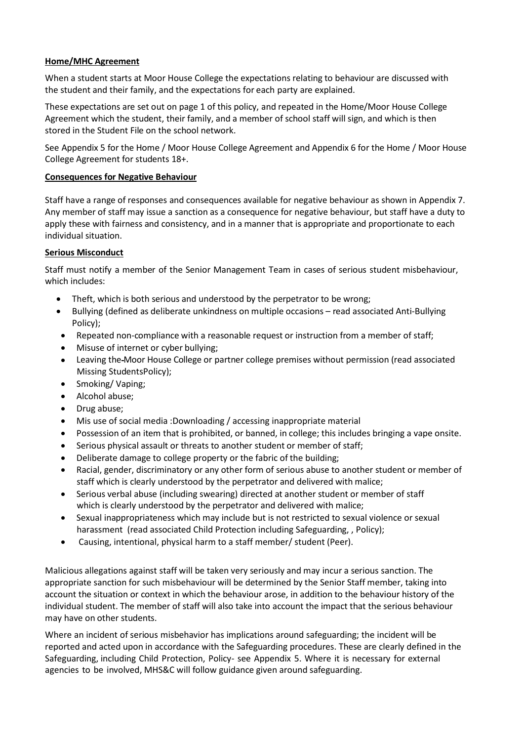**Home/MHC Agreement**

When a student starts at Moor House College the expectations relating to behaviour are discussed with the student and their family, and the expectations for each party are explained.

These expectations are set out on page 1 of this policy, and repeated in the Home/Moor House College Agreement which the student, their family, and a member of school staff will sign, and which is then stored in the Student File on the school network.

See Appendix 5 for the Home / Moor House College Agreement and Appendix 6 for the Home / Moor House College Agreement for students 18+.

**Consequences for Negative Behaviour**

Staff have a range of responses and consequences available for negative behaviour as shown in Appendix 7. Any member of staff may issue a sanction as a consequence for negative behaviour, but staff have a duty to apply these with fairness and consistency, and in a manner that is appropriate and proportionate to each individual situation.

**Serious Misconduct**

Staff must notify a member of the Senior Management Team in cases of serious student misbehaviour, which includes:

- Theft, which is both serious and understood by the perpetrator to be wrong;
- Bullying (defined as deliberate unkindness on multiple occasions – read associated Anti-Bullying Policy);
- Repeated non-compliance with a reasonable request or instruction from a member of staff;
- Misuse of internet or cyber bullying;
- Leaving the Moor House College or partner college premises without permission (read associated Missing StudentsPolicy);
- Smoking/ Vaping;
- Alcohol abuse;
- Drug abuse;
- Mis use of social media :Downloading / accessing inappropriate material
- Possession of an item that is prohibited, or banned, in college; this includes bringing a vape onsite.
- Serious physical assault or threats to another student or member of staff;
- Deliberate damage to college property or the fabric of the building;
- Racial, gender, discriminatory or any other form of serious abuse to another student or member of staff which is clearly understood by the perpetrator and delivered with malice;
- Serious verbal abuse (including swearing) directed at another student or member of staff which is clearly understood by the perpetrator and delivered with malice;
- Sexual inappropriateness which may include but is not restricted to sexual violence or sexual harassment (read associated Child Protection including Safeguarding, , Policy);
- Causing, intentional, physical harm to a staff member/ student (Peer).

Malicious allegations against staff will be taken very seriously and may incur a serious sanction. The appropriate sanction for such misbehaviour will be determined by the Senior Staff member, taking into account the situation or context in which the behaviour arose, in addition to the behaviour history of the individual student. The member of staff will also take into account the impact that the serious behaviour may have on other students.

Where an incident of serious misbehavior has implications around safeguarding; the incident will be reported and acted upon in accordance with the Safeguarding procedures. These are clearly defined in the Safeguarding, including Child Protection, Policy- see Appendix 5. Where it is necessary for external agencies to be involved, MHS&C will follow guidance given around safeguarding.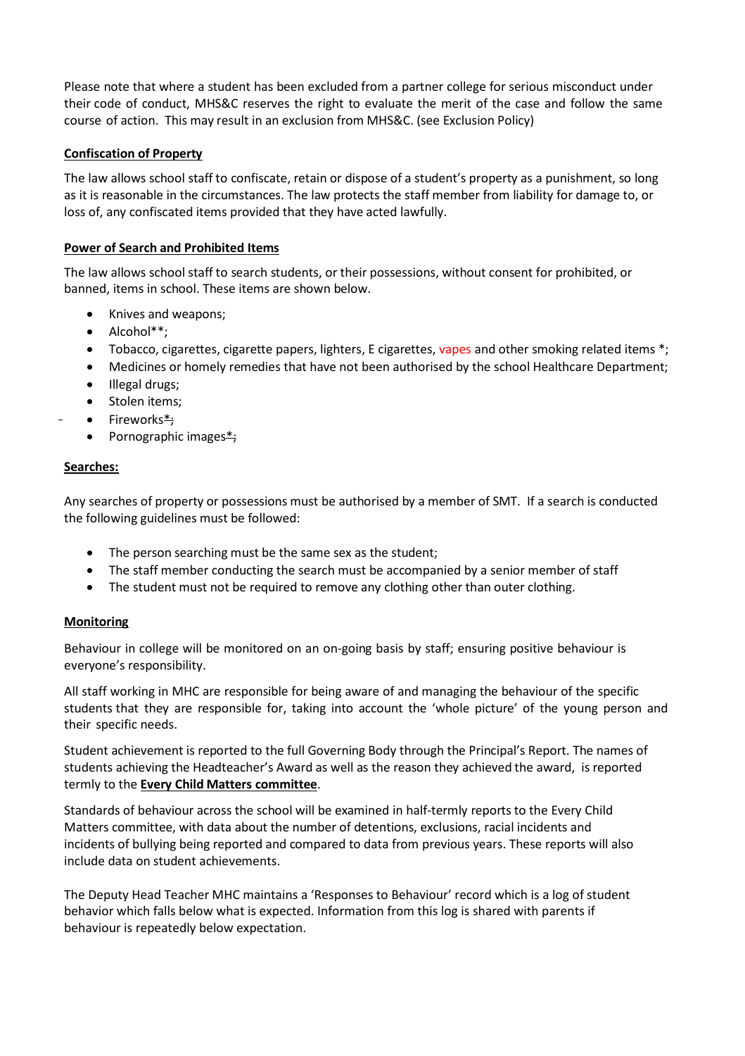Please note that where a student has been excluded from a partner college for serious misconduct under their code of conduct, MHS&C reserves the right to evaluate the merit of the case and follow the same course of action. This may result in an exclusion from MHS&C. (see Exclusion Policy)

**Confiscation of Property**

The law allows school staff to confiscate, retain or dispose of a student's property as a punishment, so long as it is reasonable in the circumstances. The law protects the staff member from liability for damage to, or loss of, any confiscated items provided that they have acted lawfully.

**Power of Search and Prohibited Items**

The law allows school staff to search students, or their possessions, without consent for prohibited, or banned, items in school. These items are shown below.

- Knives and weapons;
- Alcohol**;
- Tobacco, cigarettes, cigarette papers, lighters, E cigarettes, vapes and other smoking related items *;
- Medicines or homely remedies that have not been authorised by the school Healthcare Department;
- Illegal drugs;
- Stolen items;
- Fireworks*;
- Pornographic images*;

**Searches:**

Any searches of property or possessions must be authorised by a member of SMT. If a search is conducted the following guidelines must be followed:

- The person searching must be the same sex as the student;
- The staff member conducting the search must be accompanied by a senior member of staff
- The student must not be required to remove any clothing other than outer clothing.

**Monitoring**

Behaviour in college will be monitored on an on-going basis by staff; ensuring positive behaviour is everyone's responsibility.

All staff working in MHC are responsible for being aware of and managing the behaviour of the specific students that they are responsible for, taking into account the 'whole picture' of the young person and their specific needs.

Student achievement is reported to the full Governing Body through the Principal's Report. The names of students achieving the Headteacher's Award as well as the reason they achieved the award, is reported termly to the **Every Child Matters committee**.

Standards of behaviour across the school will be examined in half-termly reports to the Every Child Matters committee, with data about the number of detentions, exclusions, racial incidents and incidents of bullying being reported and compared to data from previous years. These reports will also include data on student achievements.

The Deputy Head Teacher MHC maintains a 'Responses to Behaviour' record which is a log of student behavior which falls below what is expected. Information from this log is shared with parents if behaviour is repeatedly below expectation.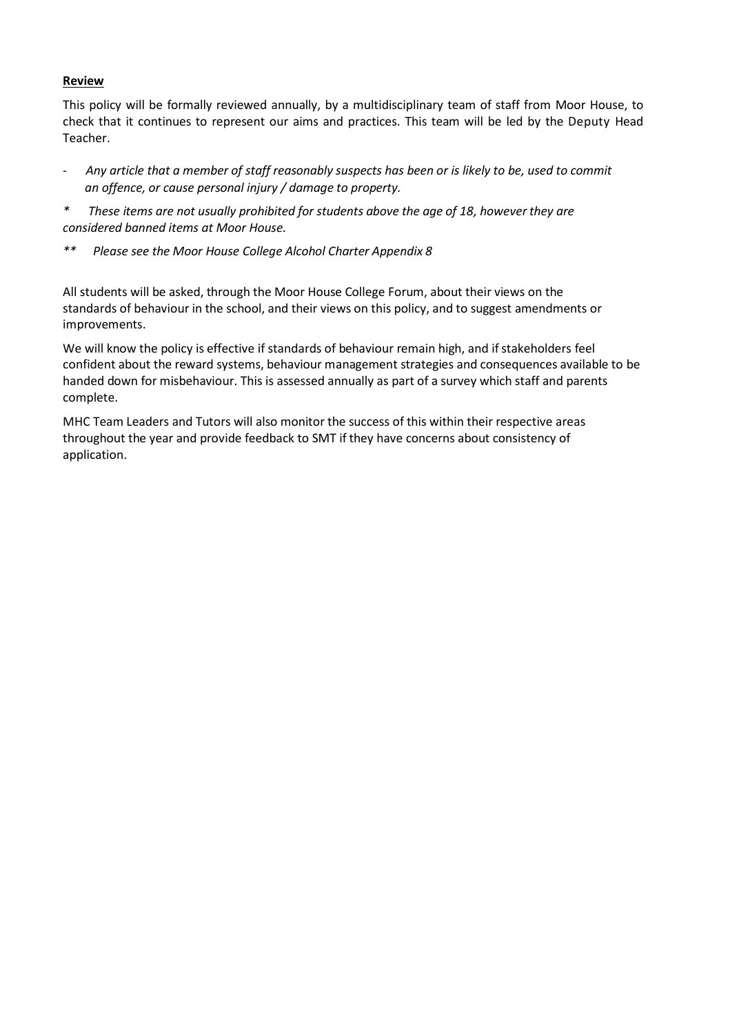**Review**

This policy will be formally reviewed annually, by a multidisciplinary team of staff from Moor House, to check that it continues to represent our aims and practices. This team will be led by the Deputy Head Teacher.

- *Any article that a member of staff reasonably suspects has been or is likely to be, used to commit an offence, or cause personal injury / damage to property.*

\* *These items are not usually prohibited for students above the age of 18, however they are considered banned items at Moor House.*

\*\* *Please see the Moor House College Alcohol Charter Appendix 8*

All students will be asked, through the Moor House College Forum, about their views on the standards of behaviour in the school, and their views on this policy, and to suggest amendments or improvements.

We will know the policy is effective if standards of behaviour remain high, and if stakeholders feel confident about the reward systems, behaviour management strategies and consequences available to be handed down for misbehaviour. This is assessed annually as part of a survey which staff and parents complete.

MHC Team Leaders and Tutors will also monitor the success of this within their respective areas throughout the year and provide feedback to SMT if they have concerns about consistency of application.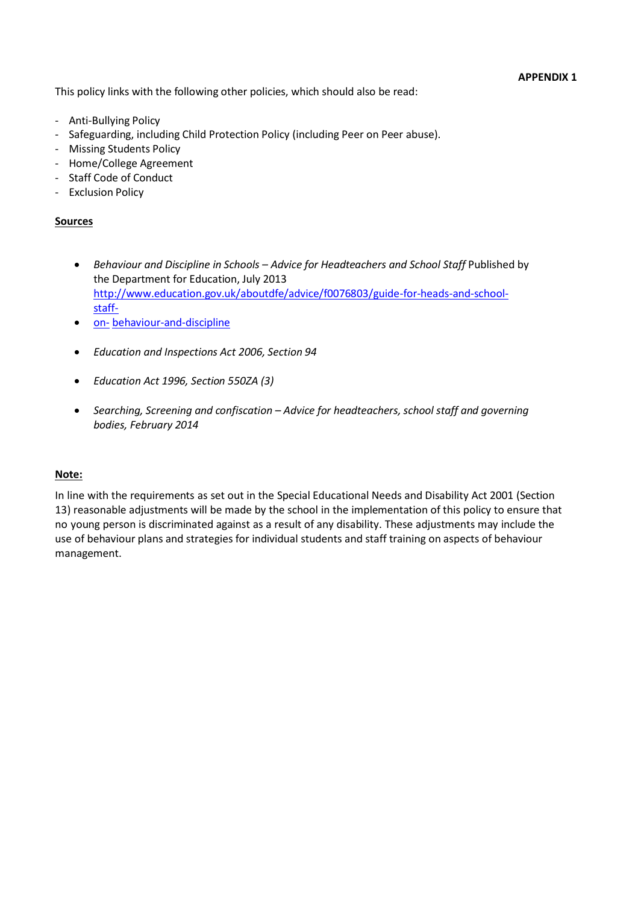**APPENDIX 1**

This policy links with the following other policies, which should also be read:

- Anti-Bullying Policy
- Safeguarding, including Child Protection Policy (including Peer on Peer abuse).
- Missing Students Policy
- Home/College Agreement
- Staff Code of Conduct
- Exclusion Policy

**Sources**

- *Behaviour and Discipline in Schools – Advice for Headteachers and School Staff* Published by the Department for Education, July 2013 http://www.education.gov.uk/aboutdfe/advice/f0076803/guide-for-heads-and-school-staff-
- on- behaviour-and-discipline
- *Education and Inspections Act 2006, Section 94*
- *Education Act 1996, Section 550ZA (3)*
- *Searching, Screening and confiscation – Advice for headteachers, school staff and governing bodies, February 2014*

**Note:**

In line with the requirements as set out in the Special Educational Needs and Disability Act 2001 (Section 13) reasonable adjustments will be made by the school in the implementation of this policy to ensure that no young person is discriminated against as a result of any disability. These adjustments may include the use of behaviour plans and strategies for individual students and staff training on aspects of behaviour management.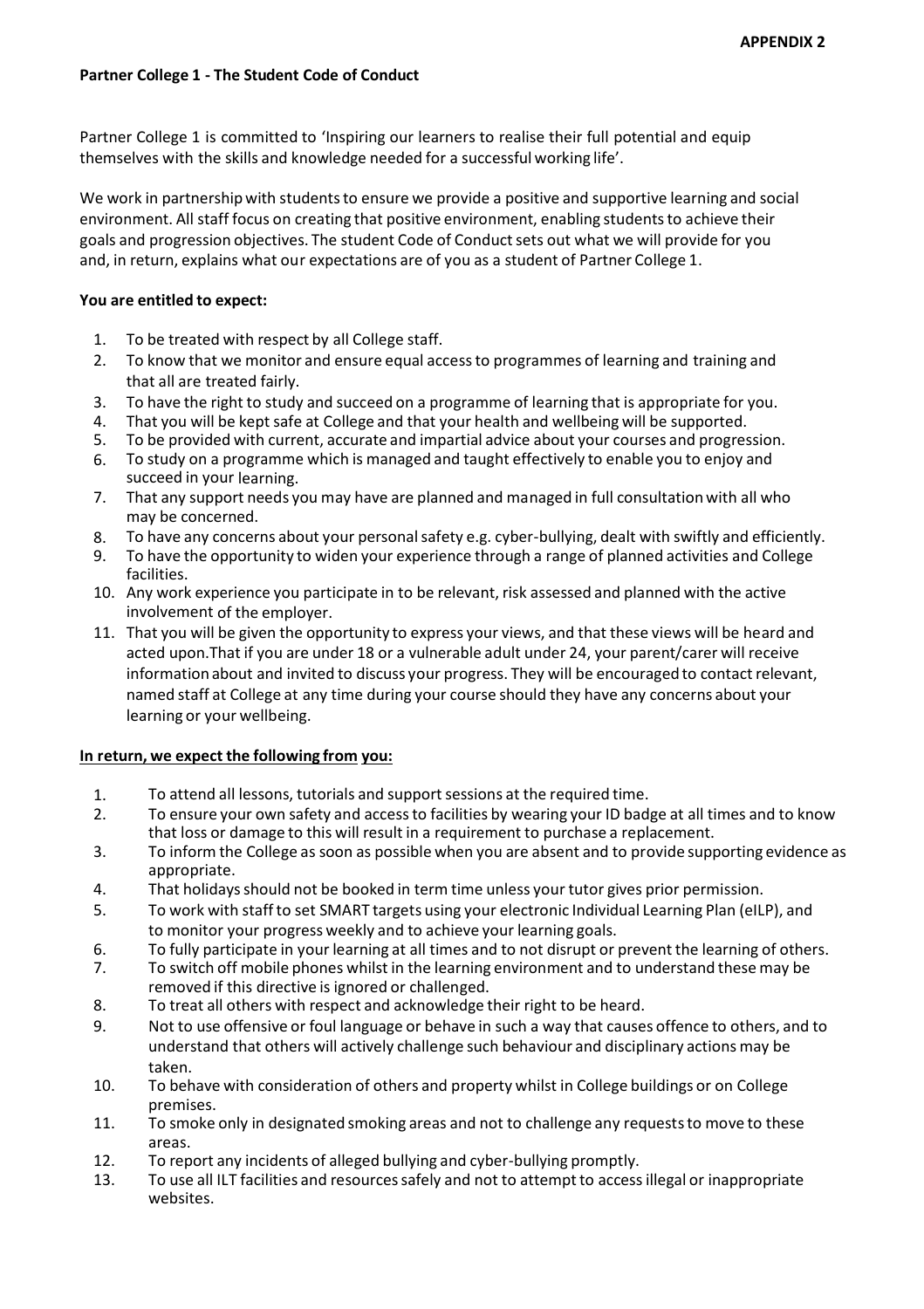**APPENDIX 2**

**Partner College 1 - The Student Code of Conduct**

Partner College 1 is committed to 'Inspiring our learners to realise their full potential and equip themselves with the skills and knowledge needed for a successful working life'.

We work in partnership with students to ensure we provide a positive and supportive learning and social environment. All staff focus on creating that positive environment, enabling students to achieve their goals and progression objectives. The student Code of Conduct sets out what we will provide for you and, in return, explains what our expectations are of you as a student of Partner College 1.

**You are entitled to expect:**

1. To be treated with respect by all College staff.
2. To know that we monitor and ensure equal access to programmes of learning and training and that all are treated fairly.
3. To have the right to study and succeed on a programme of learning that is appropriate for you.
4. That you will be kept safe at College and that your health and wellbeing will be supported.
5. To be provided with current, accurate and impartial advice about your courses and progression.
6. To study on a programme which is managed and taught effectively to enable you to enjoy and succeed in your learning.
7. That any support needs you may have are planned and managed in full consultation with all who may be concerned.
8. To have any concerns about your personal safety e.g. cyber-bullying, dealt with swiftly and efficiently.
9. To have the opportunity to widen your experience through a range of planned activities and College facilities.
10. Any work experience you participate in to be relevant, risk assessed and planned with the active involvement of the employer.
11. That you will be given the opportunity to express your views, and that these views will be heard and acted upon.That if you are under 18 or a vulnerable adult under 24, your parent/carer will receive information about and invited to discuss your progress. They will be encouraged to contact relevant, named staff at College at any time during your course should they have any concerns about your learning or your wellbeing.

**<u>In return, we expect the following from you:</u>**

1. To attend all lessons, tutorials and support sessions at the required time.
2. To ensure your own safety and access to facilities by wearing your ID badge at all times and to know that loss or damage to this will result in a requirement to purchase a replacement.
3. To inform the College as soon as possible when you are absent and to provide supporting evidence as appropriate.
4. That holidays should not be booked in term time unless your tutor gives prior permission.
5. To work with staff to set SMART targets using your electronic Individual Learning Plan (eILP), and to monitor your progress weekly and to achieve your learning goals.
6. To fully participate in your learning at all times and to not disrupt or prevent the learning of others.
7. To switch off mobile phones whilst in the learning environment and to understand these may be removed if this directive is ignored or challenged.
8. To treat all others with respect and acknowledge their right to be heard.
9. Not to use offensive or foul language or behave in such a way that causes offence to others, and to understand that others will actively challenge such behaviour and disciplinary actions may be taken.
10. To behave with consideration of others and property whilst in College buildings or on College premises.
11. To smoke only in designated smoking areas and not to challenge any requests to move to these areas.
12. To report any incidents of alleged bullying and cyber-bullying promptly.
13. To use all ILT facilities and resources safely and not to attempt to access illegal or inappropriate websites.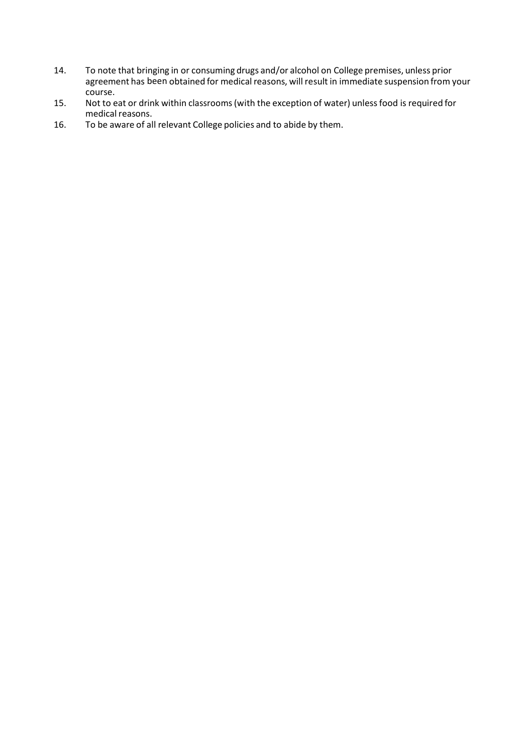14. To note that bringing in or consuming drugs and/or alcohol on College premises, unless prior agreement has been obtained for medical reasons, will result in immediate suspension from your course.
15. Not to eat or drink within classrooms (with the exception of water) unless food is required for medical reasons.
16. To be aware of all relevant College policies and to abide by them.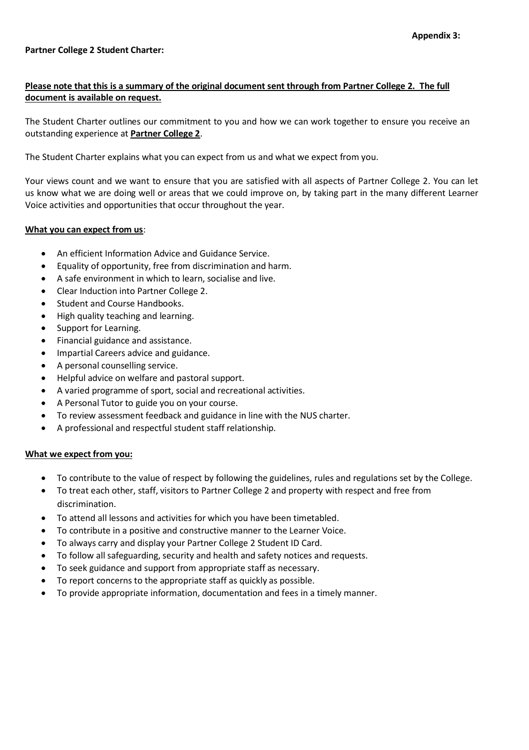**Appendix 3:**

**Partner College 2 Student Charter:**

**Please note that this is a summary of the original document sent through from Partner College 2. The full document is available on request.**

The Student Charter outlines our commitment to you and how we can work together to ensure you receive an outstanding experience at **Partner College 2**.

The Student Charter explains what you can expect from us and what we expect from you.

Your views count and we want to ensure that you are satisfied with all aspects of Partner College 2. You can let us know what we are doing well or areas that we could improve on, by taking part in the many different Learner Voice activities and opportunities that occur throughout the year.

**What you can expect from us**:

- An efficient Information Advice and Guidance Service.
- Equality of opportunity, free from discrimination and harm.
- A safe environment in which to learn, socialise and live.
- Clear Induction into Partner College 2.
- Student and Course Handbooks.
- High quality teaching and learning.
- Support for Learning.
- Financial guidance and assistance.
- Impartial Careers advice and guidance.
- A personal counselling service.
- Helpful advice on welfare and pastoral support.
- A varied programme of sport, social and recreational activities.
- A Personal Tutor to guide you on your course.
- To review assessment feedback and guidance in line with the NUS charter.
- A professional and respectful student staff relationship.

**What we expect from you:**

- To contribute to the value of respect by following the guidelines, rules and regulations set by the College.
- To treat each other, staff, visitors to Partner College 2 and property with respect and free from discrimination.
- To attend all lessons and activities for which you have been timetabled.
- To contribute in a positive and constructive manner to the Learner Voice.
- To always carry and display your Partner College 2 Student ID Card.
- To follow all safeguarding, security and health and safety notices and requests.
- To seek guidance and support from appropriate staff as necessary.
- To report concerns to the appropriate staff as quickly as possible.
- To provide appropriate information, documentation and fees in a timely manner.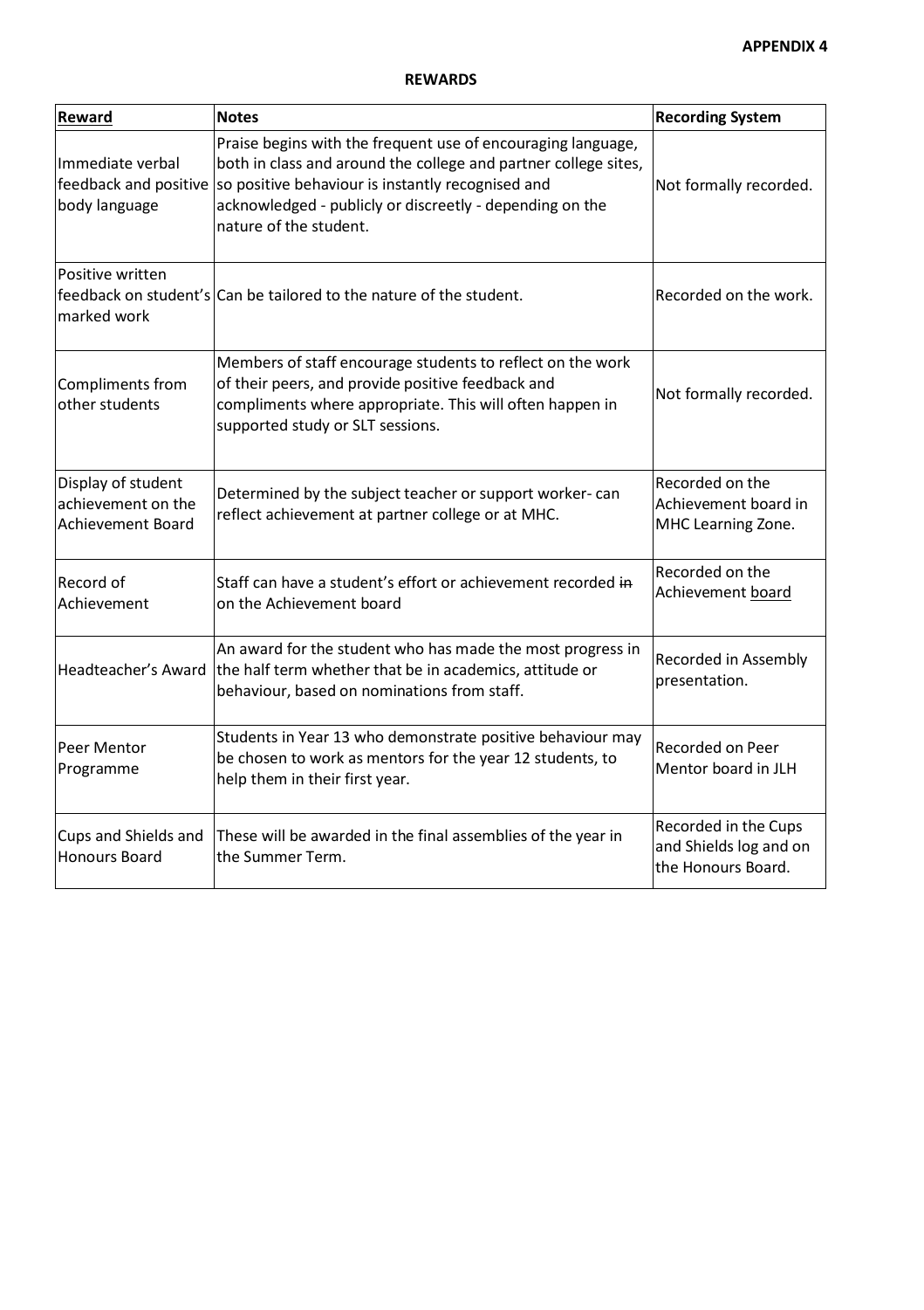**APPENDIX 4**

**REWARDS**

| Reward | Notes | Recording System |
|---|---|---|
| Immediate verbal feedback and positive body language | Praise begins with the frequent use of encouraging language, both in class and around the college and partner college sites, so positive behaviour is instantly recognised and acknowledged - publicly or discreetly - depending on the nature of the student. | Not formally recorded. |
| Positive written feedback on student's marked work | Can be tailored to the nature of the student. | Recorded on the work. |
| Compliments from other students | Members of staff encourage students to reflect on the work of their peers, and provide positive feedback and compliments where appropriate. This will often happen in supported study or SLT sessions. | Not formally recorded. |
| Display of student achievement on the Achievement Board | Determined by the subject teacher or support worker- can reflect achievement at partner college or at MHC. | Recorded on the Achievement board in MHC Learning Zone. |
| Record of Achievement | Staff can have a student's effort or achievement recorded ~~in~~ on the Achievement board | Recorded on the Achievement board |
| Headteacher's Award | An award for the student who has made the most progress in the half term whether that be in academics, attitude or behaviour, based on nominations from staff. | Recorded in Assembly presentation. |
| Peer Mentor Programme | Students in Year 13 who demonstrate positive behaviour may be chosen to work as mentors for the year 12 students, to help them in their first year. | Recorded on Peer Mentor board in JLH |
| Cups and Shields and Honours Board | These will be awarded in the final assemblies of the year in the Summer Term. | Recorded in the Cups and Shields log and on the Honours Board. |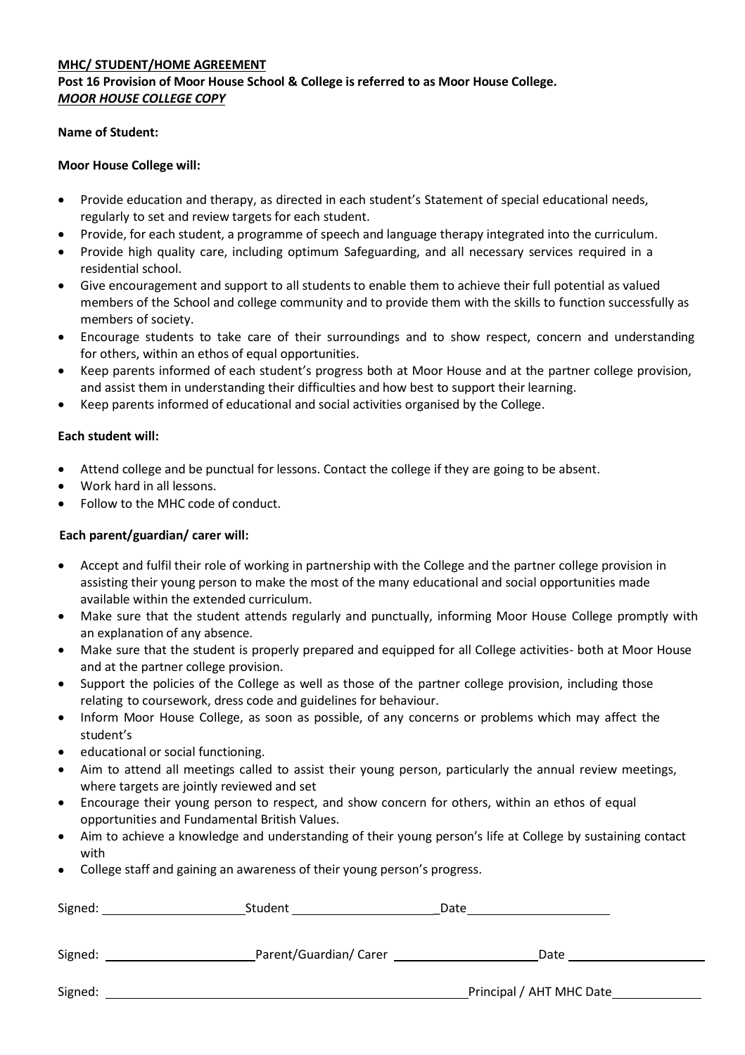**MHC/ STUDENT/HOME AGREEMENT**

**Post 16 Provision of Moor House School & College is referred to as Moor House College.**

***MOOR HOUSE COLLEGE COPY***

**Name of Student:**

**Moor House College will:**

- Provide education and therapy, as directed in each student's Statement of special educational needs, regularly to set and review targets for each student.
- Provide, for each student, a programme of speech and language therapy integrated into the curriculum.
- Provide high quality care, including optimum Safeguarding, and all necessary services required in a residential school.
- Give encouragement and support to all students to enable them to achieve their full potential as valued members of the School and college community and to provide them with the skills to function successfully as members of society.
- Encourage students to take care of their surroundings and to show respect, concern and understanding for others, within an ethos of equal opportunities.
- Keep parents informed of each student's progress both at Moor House and at the partner college provision, and assist them in understanding their difficulties and how best to support their learning.
- Keep parents informed of educational and social activities organised by the College.

**Each student will:**

- Attend college and be punctual for lessons. Contact the college if they are going to be absent.
- Work hard in all lessons.
- Follow to the MHC code of conduct.

**Each parent/guardian/ carer will:**

- Accept and fulfil their role of working in partnership with the College and the partner college provision in assisting their young person to make the most of the many educational and social opportunities made available within the extended curriculum.
- Make sure that the student attends regularly and punctually, informing Moor House College promptly with an explanation of any absence.
- Make sure that the student is properly prepared and equipped for all College activities- both at Moor House and at the partner college provision.
- Support the policies of the College as well as those of the partner college provision, including those relating to coursework, dress code and guidelines for behaviour.
- Inform Moor House College, as soon as possible, of any concerns or problems which may affect the student's
- educational or social functioning.
- Aim to attend all meetings called to assist their young person, particularly the annual review meetings, where targets are jointly reviewed and set
- Encourage their young person to respect, and show concern for others, within an ethos of equal opportunities and Fundamental British Values.
- Aim to achieve a knowledge and understanding of their young person's life at College by sustaining contact with
- College staff and gaining an awareness of their young person's progress.

Signed: ____________________ Student ____________________ Date ____________________

Signed: ____________________ Parent/Guardian/ Carer ____________________ Date ____________________

Signed: ____________________________________________ Principal / AHT MHC Date ____________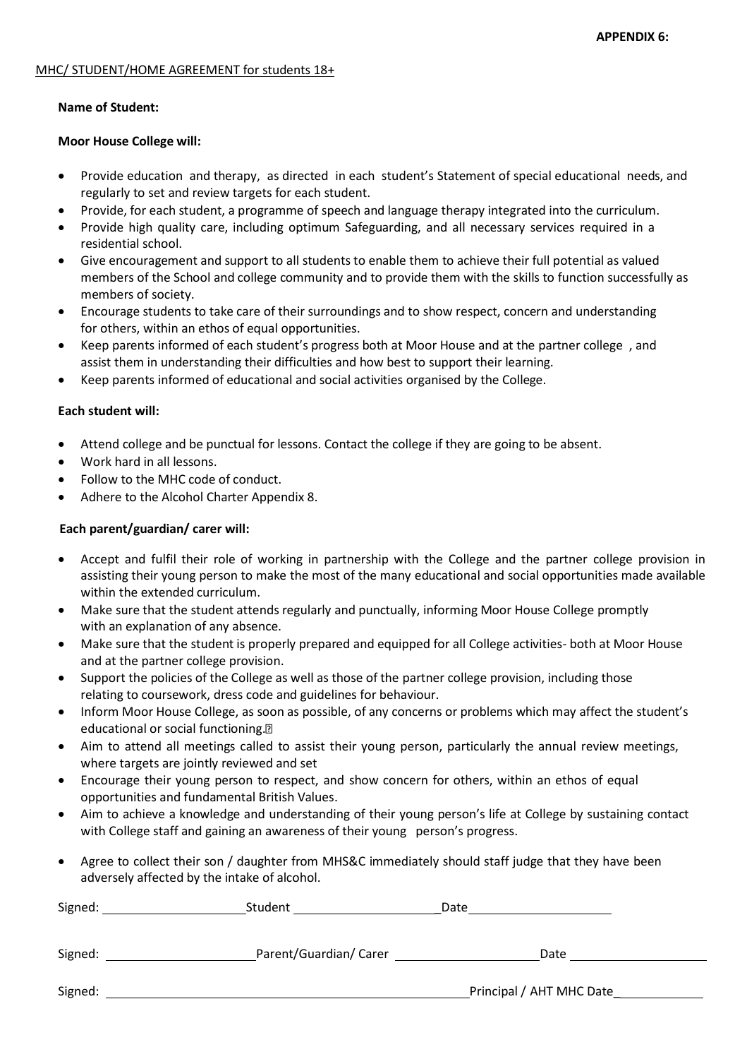**APPENDIX 6:**

MHC/ STUDENT/HOME AGREEMENT for students 18+

**Name of Student:**

**Moor House College will:**

- Provide education and therapy, as directed in each student's Statement of special educational needs, and regularly to set and review targets for each student.
- Provide, for each student, a programme of speech and language therapy integrated into the curriculum.
- Provide high quality care, including optimum Safeguarding, and all necessary services required in a residential school.
- Give encouragement and support to all students to enable them to achieve their full potential as valued members of the School and college community and to provide them with the skills to function successfully as members of society.
- Encourage students to take care of their surroundings and to show respect, concern and understanding for others, within an ethos of equal opportunities.
- Keep parents informed of each student's progress both at Moor House and at the partner college , and assist them in understanding their difficulties and how best to support their learning.
- Keep parents informed of educational and social activities organised by the College.

**Each student will:**

- Attend college and be punctual for lessons. Contact the college if they are going to be absent.
- Work hard in all lessons.
- Follow to the MHC code of conduct.
- Adhere to the Alcohol Charter Appendix 8.

**Each parent/guardian/ carer will:**

- Accept and fulfil their role of working in partnership with the College and the partner college provision in assisting their young person to make the most of the many educational and social opportunities made available within the extended curriculum.
- Make sure that the student attends regularly and punctually, informing Moor House College promptly with an explanation of any absence.
- Make sure that the student is properly prepared and equipped for all College activities- both at Moor House and at the partner college provision.
- Support the policies of the College as well as those of the partner college provision, including those relating to coursework, dress code and guidelines for behaviour.
- Inform Moor House College, as soon as possible, of any concerns or problems which may affect the student's educational or social functioning.
- Aim to attend all meetings called to assist their young person, particularly the annual review meetings, where targets are jointly reviewed and set
- Encourage their young person to respect, and show concern for others, within an ethos of equal opportunities and fundamental British Values.
- Aim to achieve a knowledge and understanding of their young person's life at College by sustaining contact with College staff and gaining an awareness of their young person's progress.
- Agree to collect their son / daughter from MHS&C immediately should staff judge that they have been adversely affected by the intake of alcohol.

Signed: ____________________ Student ____________________ Date ____________________

Signed: ____________________ Parent/Guardian/ Carer ____________________ Date ____________________

Signed: ____________________________________________ Principal / AHT MHC Date ____________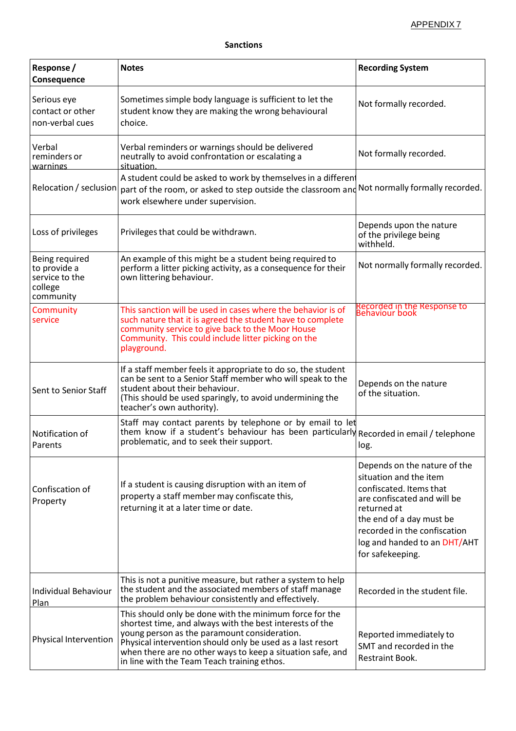APPENDIX 7

**Sanctions**

| Response / Consequence | Notes | Recording System |
|---|---|---|
| Serious eye contact or other non-verbal cues | Sometimes simple body language is sufficient to let the student know they are making the wrong behavioural choice. | Not formally recorded. |
| Verbal reminders or warnings | Verbal reminders or warnings should be delivered neutrally to avoid confrontation or escalating a situation. | Not formally recorded. |
| Relocation / seclusion | A student could be asked to work by themselves in a different part of the room, or asked to step outside the classroom and work elsewhere under supervision. | Not normally formally recorded. |
| Loss of privileges | Privileges that could be withdrawn. | Depends upon the nature of the privilege being withheld. |
| Being required to provide a service to the college community | An example of this might be a student being required to perform a litter picking activity, as a consequence for their own littering behaviour. | Not normally formally recorded. |
| Community service | This sanction will be used in cases where the behavior is of such nature that it is agreed the student have to complete community service to give back to the Moor House Community. This could include litter picking on the playground. | Recorded in the Response to Behaviour book |
| Sent to Senior Staff | If a staff member feels it appropriate to do so, the student can be sent to a Senior Staff member who will speak to the student about their behaviour. (This should be used sparingly, to avoid undermining the teacher's own authority). | Depends on the nature of the situation. |
| Notification of Parents | Staff may contact parents by telephone or by email to let them know if a student's behaviour has been particularly problematic, and to seek their support. | Recorded in email / telephone log. |
| Confiscation of Property | If a student is causing disruption with an item of property a staff member may confiscate this, returning it at a later time or date. | Depends on the nature of the situation and the item confiscated. Items that are confiscated and will be returned at the end of a day must be recorded in the confiscation log and handed to an DHT/AHT for safekeeping. |
| Individual Behaviour Plan | This is not a punitive measure, but rather a system to help the student and the associated members of staff manage the problem behaviour consistently and effectively. | Recorded in the student file. |
| Physical Intervention | This should only be done with the minimum force for the shortest time, and always with the best interests of the young person as the paramount consideration. Physical intervention should only be used as a last resort when there are no other ways to keep a situation safe, and in line with the Team Teach training ethos. | Reported immediately to SMT and recorded in the Restraint Book. |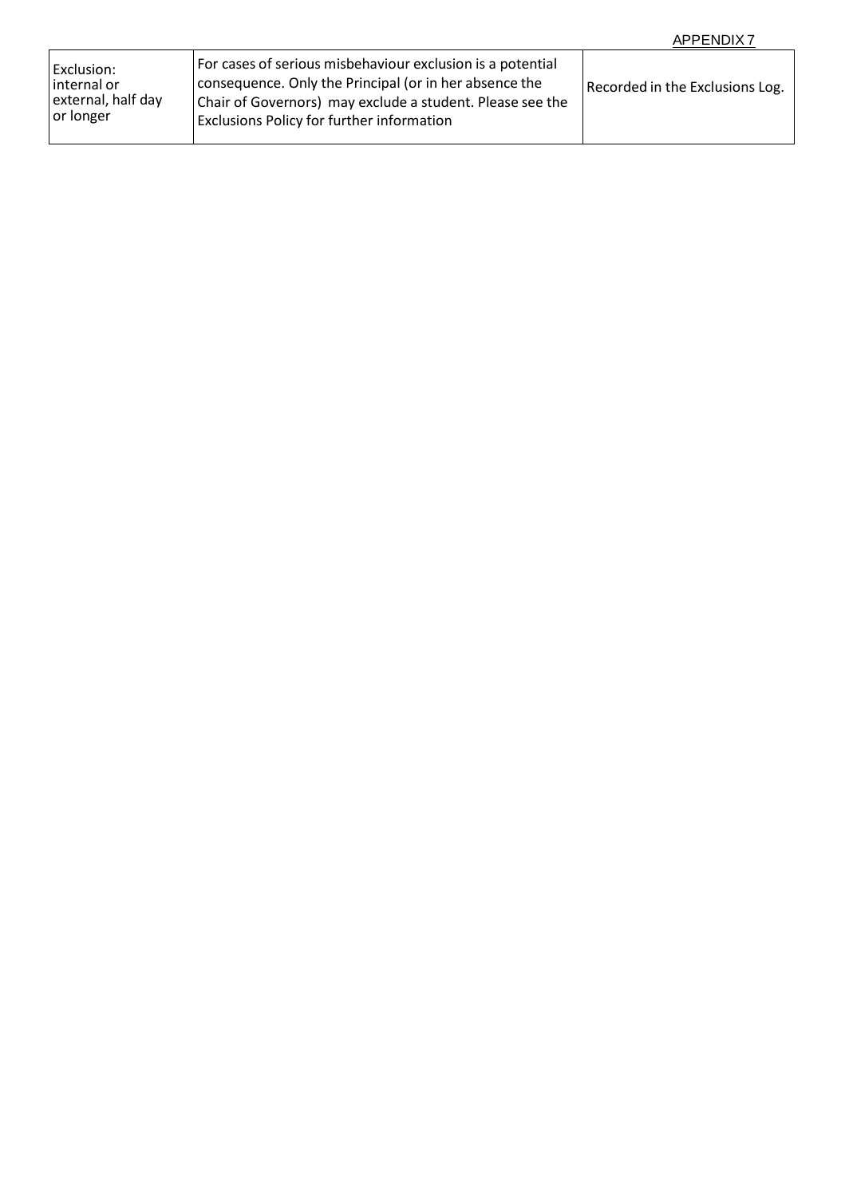APPENDIX 7

| | | |
|---|---|---|
| Exclusion: internal or external, half day or longer | For cases of serious misbehaviour exclusion is a potential consequence. Only the Principal (or in her absence the Chair of Governors) may exclude a student. Please see the Exclusions Policy for further information | Recorded in the Exclusions Log. |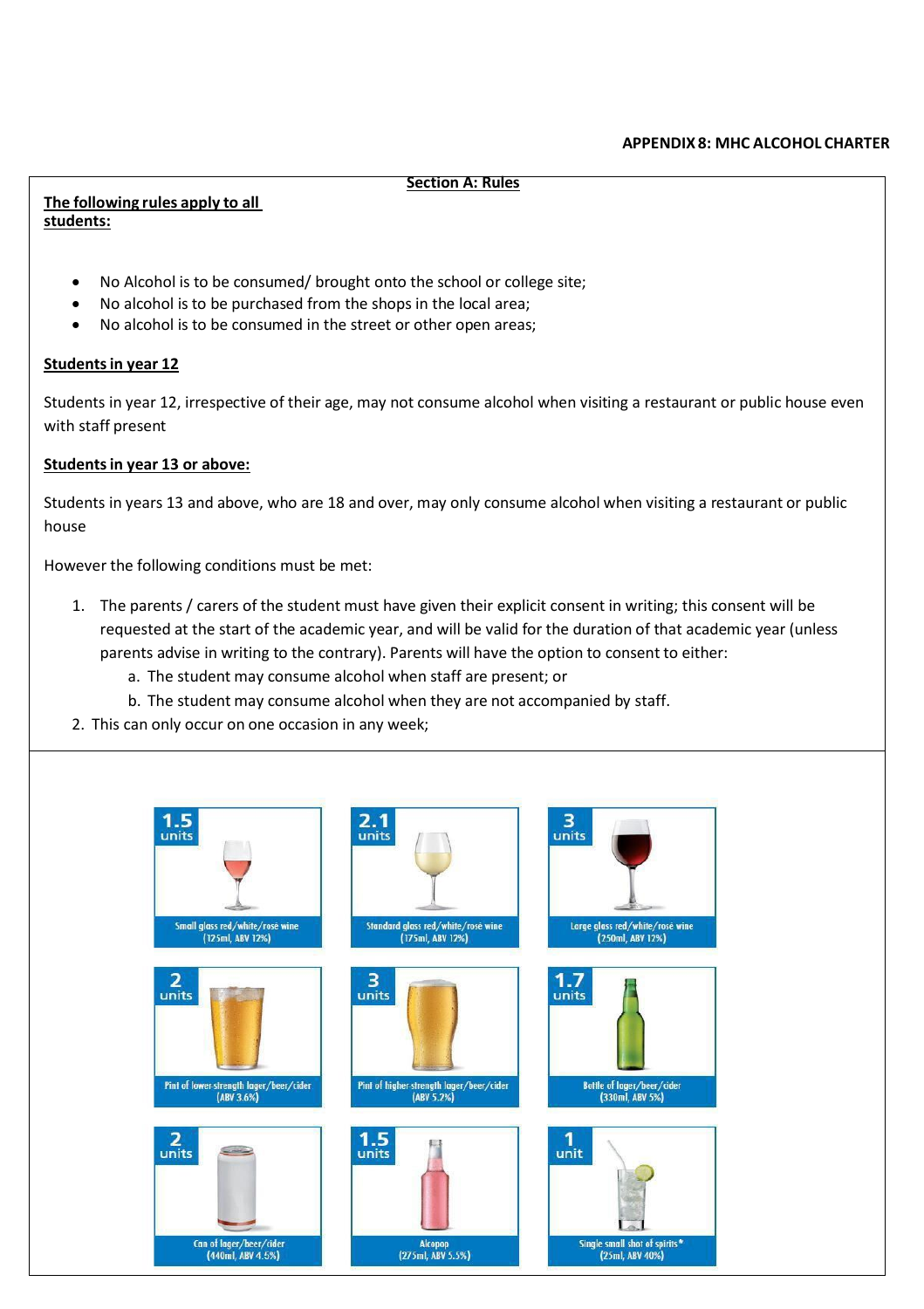**APPENDIX 8: MHC ALCOHOL CHARTER**

## Section A: Rules

**The following rules apply to all students:**

- No Alcohol is to be consumed/ brought onto the school or college site;
- No alcohol is to be purchased from the shops in the local area;
- No alcohol is to be consumed in the street or other open areas;

**Students in year 12**

Students in year 12, irrespective of their age, may not consume alcohol when visiting a restaurant or public house even with staff present

**Students in year 13 or above:**

Students in years 13 and above, who are 18 and over, may only consume alcohol when visiting a restaurant or public house

However the following conditions must be met:

1. The parents / carers of the student must have given their explicit consent in writing; this consent will be requested at the start of the academic year, and will be valid for the duration of that academic year (unless parents advise in writing to the contrary). Parents will have the option to consent to either:
   a. The student may consume alcohol when staff are present; or
   b. The student may consume alcohol when they are not accompanied by staff.
2. This can only occur on one occasion in any week;

1.5 units
Small glass red/white/rosé wine (125ml, ABV 12%)

2.1 units
Standard glass red/white/rosé wine (175ml, ABV 12%)

3 units
Large glass red/white/rosé wine (250ml, ABV 12%)

2 units
Pint of lower-strength lager/beer/cider (ABV 3.6%)

3 units
Pint of higher-strength lager/beer/cider (ABV 5.2%)

1.7 units
Bottle of lager/beer/cider (330ml, ABV 5%)

2 units
Can of lager/beer/cider (440ml, ABV 4.5%)

1.5 units
Alcopop (275ml, ABV 5.5%)

1 unit
Single small shot of spirits* (25ml, ABV 40%)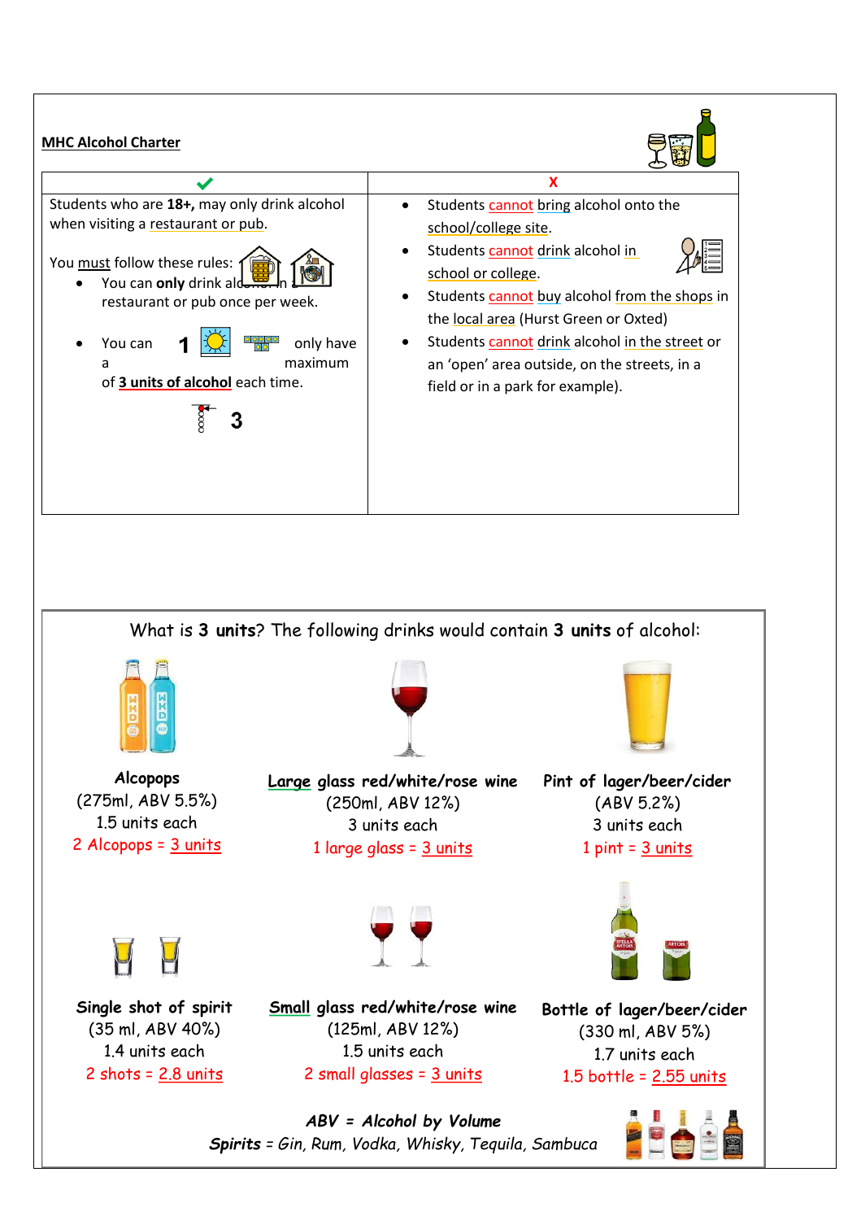**MHC Alcohol Charter**

| ✔ | X |
|---|---|
| Students who are **18+,** may only drink alcohol when visiting a restaurant or pub.<br><br>You must follow these rules:<br>• You can **only** drink alcohol in a restaurant or pub once per week.<br>• You can only have a maximum of **3 units of alcohol** each time.<br><br>3 | • Students cannot bring alcohol onto the school/college site.<br>• Students cannot drink alcohol in school or college.<br>• Students cannot buy alcohol from the shops in the local area (Hurst Green or Oxted)<br>• Students cannot drink alcohol in the street or an 'open' area outside, on the streets, in a field or in a park for example). |

What is **3 units**? The following drinks would contain **3 units** of alcohol:

| | | |
|---|---|---|
| **Alcopops**<br>(275ml, ABV 5.5%)<br>1.5 units each<br>2 Alcopops = 3 units | **Large glass red/white/rose wine**<br>(250ml, ABV 12%)<br>3 units each<br>1 large glass = 3 units | **Pint of lager/beer/cider**<br>(ABV 5.2%)<br>3 units each<br>1 pint = 3 units |
| **Single shot of spirit**<br>(35 ml, ABV 40%)<br>1.4 units each<br>2 shots = 2.8 units | **Small glass red/white/rose wine**<br>(125ml, ABV 12%)<br>1.5 units each<br>2 small glasses = 3 units | **Bottle of lager/beer/cider**<br>(330 ml, ABV 5%)<br>1.7 units each<br>1.5 bottle = 2.55 units |

***ABV** = Alcohol by Volume*

***Spirits** = Gin, Rum, Vodka, Whisky, Tequila, Sambuca*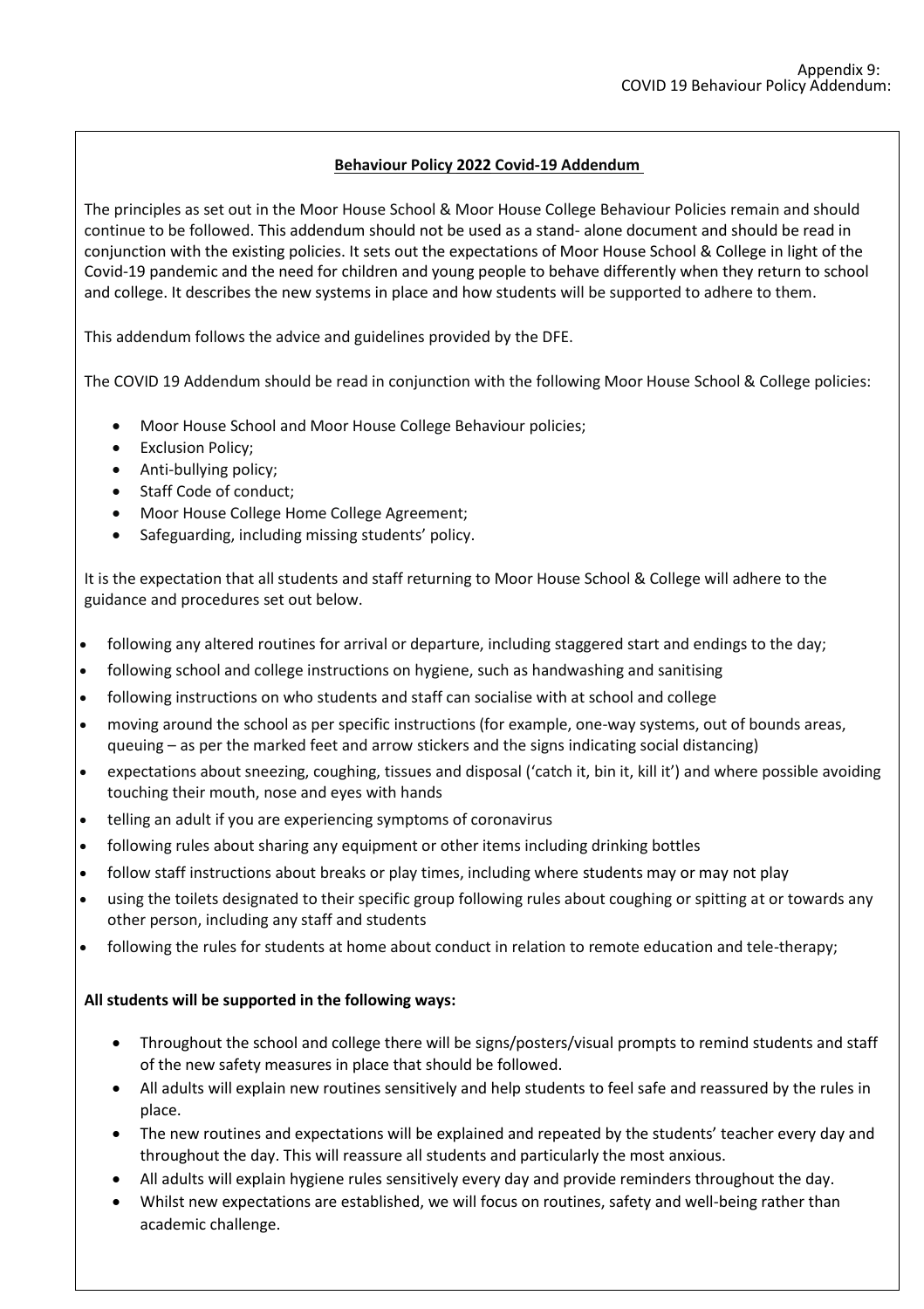Appendix 9:
COVID 19 Behaviour Policy Addendum:

**Behaviour Policy 2022 Covid-19 Addendum**

The principles as set out in the Moor House School & Moor House College Behaviour Policies remain and should continue to be followed. This addendum should not be used as a stand- alone document and should be read in conjunction with the existing policies. It sets out the expectations of Moor House School & College in light of the Covid-19 pandemic and the need for children and young people to behave differently when they return to school and college. It describes the new systems in place and how students will be supported to adhere to them.

This addendum follows the advice and guidelines provided by the DFE.

The COVID 19 Addendum should be read in conjunction with the following Moor House School & College policies:

- Moor House School and Moor House College Behaviour policies;
- Exclusion Policy;
- Anti-bullying policy;
- Staff Code of conduct;
- Moor House College Home College Agreement;
- Safeguarding, including missing students' policy.

It is the expectation that all students and staff returning to Moor House School & College will adhere to the guidance and procedures set out below.

- following any altered routines for arrival or departure, including staggered start and endings to the day;
- following school and college instructions on hygiene, such as handwashing and sanitising
- following instructions on who students and staff can socialise with at school and college
- moving around the school as per specific instructions (for example, one-way systems, out of bounds areas, queuing – as per the marked feet and arrow stickers and the signs indicating social distancing)
- expectations about sneezing, coughing, tissues and disposal ('catch it, bin it, kill it') and where possible avoiding touching their mouth, nose and eyes with hands
- telling an adult if you are experiencing symptoms of coronavirus
- following rules about sharing any equipment or other items including drinking bottles
- follow staff instructions about breaks or play times, including where students may or may not play
- using the toilets designated to their specific group following rules about coughing or spitting at or towards any other person, including any staff and students
- following the rules for students at home about conduct in relation to remote education and tele-therapy;

**All students will be supported in the following ways:**

- Throughout the school and college there will be signs/posters/visual prompts to remind students and staff of the new safety measures in place that should be followed.
- All adults will explain new routines sensitively and help students to feel safe and reassured by the rules in place.
- The new routines and expectations will be explained and repeated by the students' teacher every day and throughout the day. This will reassure all students and particularly the most anxious.
- All adults will explain hygiene rules sensitively every day and provide reminders throughout the day.
- Whilst new expectations are established, we will focus on routines, safety and well-being rather than academic challenge.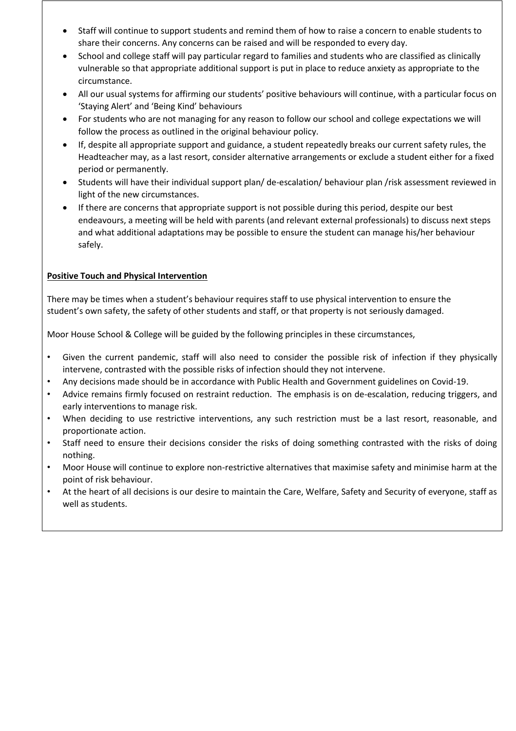- Staff will continue to support students and remind them of how to raise a concern to enable students to share their concerns. Any concerns can be raised and will be responded to every day.
- School and college staff will pay particular regard to families and students who are classified as clinically vulnerable so that appropriate additional support is put in place to reduce anxiety as appropriate to the circumstance.
- All our usual systems for affirming our students' positive behaviours will continue, with a particular focus on 'Staying Alert' and 'Being Kind' behaviours
- For students who are not managing for any reason to follow our school and college expectations we will follow the process as outlined in the original behaviour policy.
- If, despite all appropriate support and guidance, a student repeatedly breaks our current safety rules, the Headteacher may, as a last resort, consider alternative arrangements or exclude a student either for a fixed period or permanently.
- Students will have their individual support plan/ de-escalation/ behaviour plan /risk assessment reviewed in light of the new circumstances.
- If there are concerns that appropriate support is not possible during this period, despite our best endeavours, a meeting will be held with parents (and relevant external professionals) to discuss next steps and what additional adaptations may be possible to ensure the student can manage his/her behaviour safely.

**Positive Touch and Physical Intervention**

There may be times when a student's behaviour requires staff to use physical intervention to ensure the student's own safety, the safety of other students and staff, or that property is not seriously damaged.

Moor House School & College will be guided by the following principles in these circumstances,

- Given the current pandemic, staff will also need to consider the possible risk of infection if they physically intervene, contrasted with the possible risks of infection should they not intervene.
- Any decisions made should be in accordance with Public Health and Government guidelines on Covid-19.
- Advice remains firmly focused on restraint reduction. The emphasis is on de-escalation, reducing triggers, and early interventions to manage risk.
- When deciding to use restrictive interventions, any such restriction must be a last resort, reasonable, and proportionate action.
- Staff need to ensure their decisions consider the risks of doing something contrasted with the risks of doing nothing.
- Moor House will continue to explore non-restrictive alternatives that maximise safety and minimise harm at the point of risk behaviour.
- At the heart of all decisions is our desire to maintain the Care, Welfare, Safety and Security of everyone, staff as well as students.